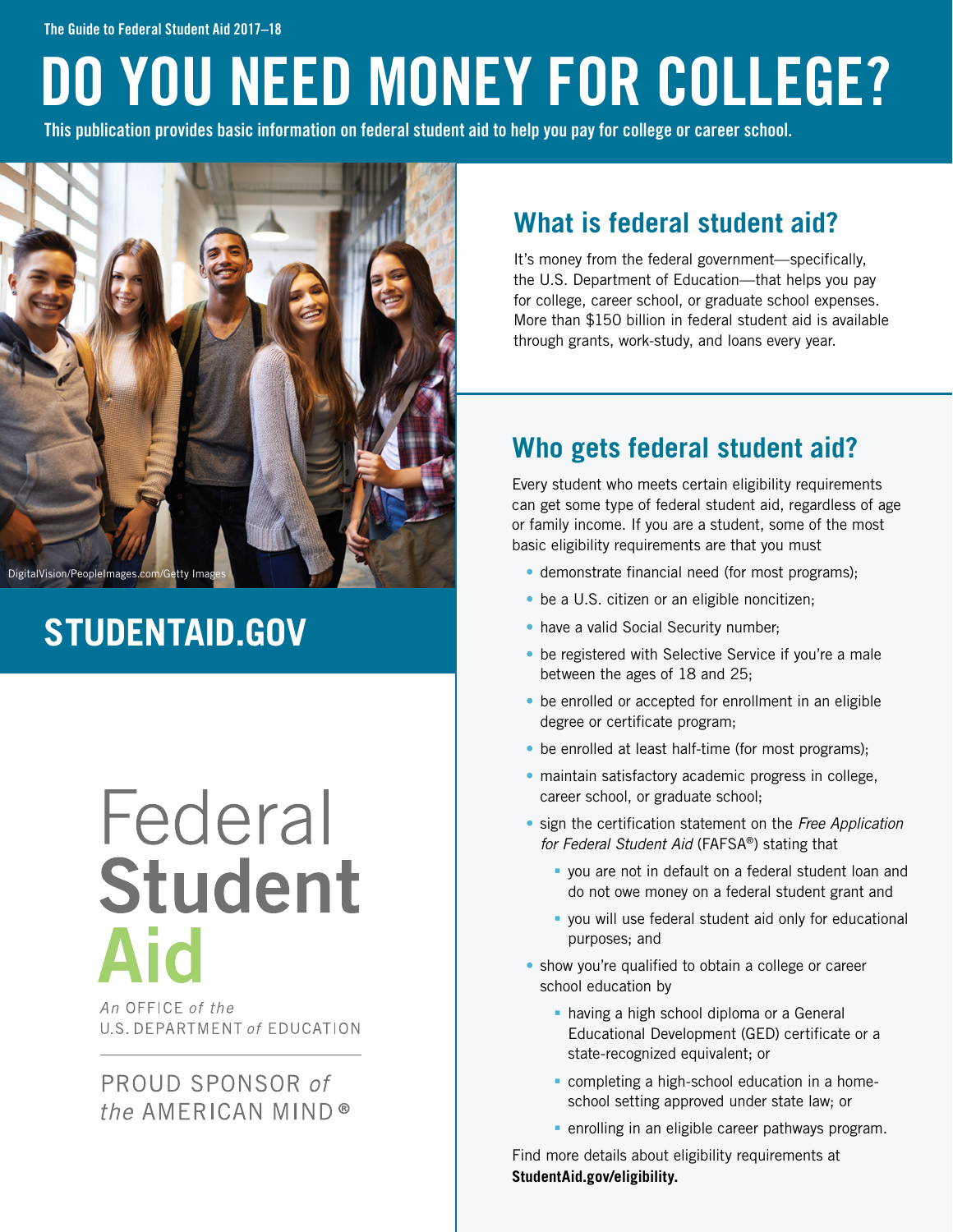The Guide to Federal Student Aid 2017–18

# DO YOU NEED MONEY FOR COLLEGE?

**This publication provides basic information on federal student aid to help you pay for college or career school.**

DigitalVision/PeopleImages.com/Getty Images

## STUDENTAID.GOV

Federal **Student** **Aid**

*An* OFFICE *of the* U.S. DEPARTMENT *of* EDUCATION

PROUD SPONSOR *of the* AMERICAN MIND®

## What is federal student aid?

It's money from the federal government—specifically, the U.S. Department of Education—that helps you pay for college, career school, or graduate school expenses. More than $150 billion in federal student aid is available through grants, work-study, and loans every year.

## Who gets federal student aid?

Every student who meets certain eligibility requirements can get some type of federal student aid, regardless of age or family income. If you are a student, some of the most basic eligibility requirements are that you must

- demonstrate financial need (for most programs);
- be a U.S. citizen or an eligible noncitizen;
- have a valid Social Security number;
- be registered with Selective Service if you're a male between the ages of 18 and 25;
- be enrolled or accepted for enrollment in an eligible degree or certificate program;
- be enrolled at least half-time (for most programs);
- maintain satisfactory academic progress in college, career school, or graduate school;
- sign the certification statement on the *Free Application for Federal Student Aid* (FAFSA®) stating that
  - you are not in default on a federal student loan and do not owe money on a federal student grant and
  - you will use federal student aid only for educational purposes; and
- show you're qualified to obtain a college or career school education by
  - having a high school diploma or a General Educational Development (GED) certificate or a state-recognized equivalent; or
  - completing a high-school education in a home-school setting approved under state law; or
  - enrolling in an eligible career pathways program.

Find more details about eligibility requirements at **StudentAid.gov/eligibility.**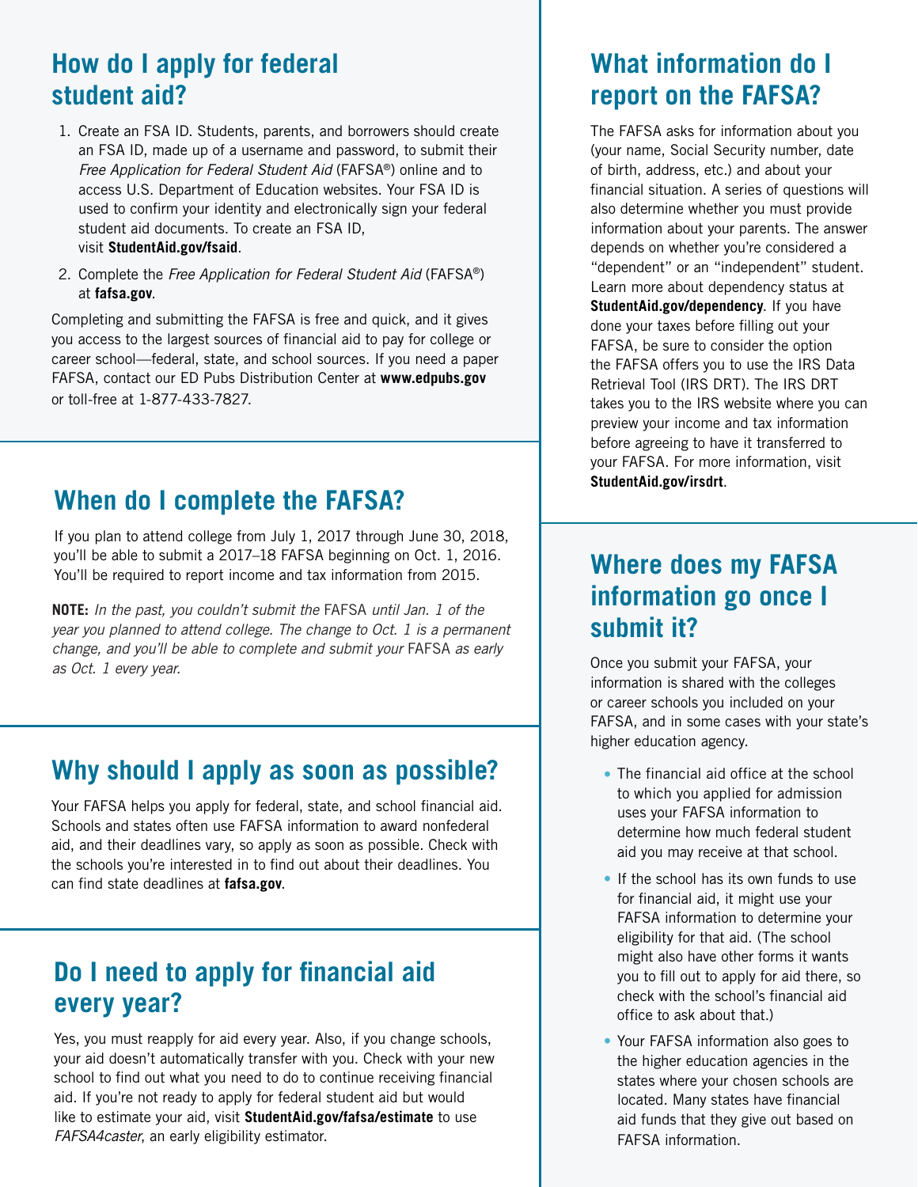## How do I apply for federal student aid?

1. Create an FSA ID. Students, parents, and borrowers should create an FSA ID, made up of a username and password, to submit their *Free Application for Federal Student Aid* (FAFSA®) online and to access U.S. Department of Education websites. Your FSA ID is used to confirm your identity and electronically sign your federal student aid documents. To create an FSA ID, visit **StudentAid.gov/fsaid**.
2. Complete the *Free Application for Federal Student Aid* (FAFSA®) at **fafsa.gov**.

Completing and submitting the FAFSA is free and quick, and it gives you access to the largest sources of financial aid to pay for college or career school—federal, state, and school sources. If you need a paper FAFSA, contact our ED Pubs Distribution Center at **www.edpubs.gov** or toll-free at 1-877-433-7827.

## When do I complete the FAFSA?

If you plan to attend college from July 1, 2017 through June 30, 2018, you'll be able to submit a 2017–18 FAFSA beginning on Oct. 1, 2016. You'll be required to report income and tax information from 2015.

**NOTE:** *In the past, you couldn't submit the* FAFSA *until Jan. 1 of the year you planned to attend college. The change to Oct. 1 is a permanent change, and you'll be able to complete and submit your* FAFSA *as early as Oct. 1 every year.*

## Why should I apply as soon as possible?

Your FAFSA helps you apply for federal, state, and school financial aid. Schools and states often use FAFSA information to award nonfederal aid, and their deadlines vary, so apply as soon as possible. Check with the schools you're interested in to find out about their deadlines. You can find state deadlines at **fafsa.gov**.

## Do I need to apply for financial aid every year?

Yes, you must reapply for aid every year. Also, if you change schools, your aid doesn't automatically transfer with you. Check with your new school to find out what you need to do to continue receiving financial aid. If you're not ready to apply for federal student aid but would like to estimate your aid, visit **StudentAid.gov/fafsa/estimate** to use *FAFSA4caster*, an early eligibility estimator.

## What information do I report on the FAFSA?

The FAFSA asks for information about you (your name, Social Security number, date of birth, address, etc.) and about your financial situation. A series of questions will also determine whether you must provide information about your parents. The answer depends on whether you're considered a "dependent" or an "independent" student. Learn more about dependency status at **StudentAid.gov/dependency**. If you have done your taxes before filling out your FAFSA, be sure to consider the option the FAFSA offers you to use the IRS Data Retrieval Tool (IRS DRT). The IRS DRT takes you to the IRS website where you can preview your income and tax information before agreeing to have it transferred to your FAFSA. For more information, visit **StudentAid.gov/irsdrt**.

## Where does my FAFSA information go once I submit it?

Once you submit your FAFSA, your information is shared with the colleges or career schools you included on your FAFSA, and in some cases with your state's higher education agency.

- The financial aid office at the school to which you applied for admission uses your FAFSA information to determine how much federal student aid you may receive at that school.
- If the school has its own funds to use for financial aid, it might use your FAFSA information to determine your eligibility for that aid. (The school might also have other forms it wants you to fill out to apply for aid there, so check with the school's financial aid office to ask about that.)
- Your FAFSA information also goes to the higher education agencies in the states where your chosen schools are located. Many states have financial aid funds that they give out based on FAFSA information.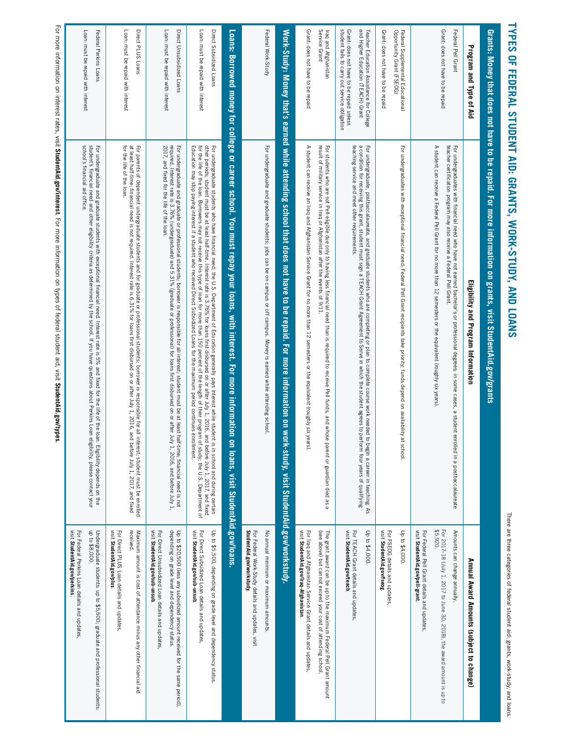# TYPES OF FEDERAL STUDENT AID: GRANTS, WORK-STUDY, AND LOANS

There are three categories of federal student aid: grants, work-study, and loans.

| Program and Type of Aid | Eligibility and Program Information | Annual Award Amounts (subject to change) |
|---|---|---|
| **Grants: Money that does not have to be repaid. For more information on grants, visit StudentAid.gov/grants** | | |
| Federal Pell Grant<br>Grant: does not have to be repaid | For undergraduates with financial need who have not earned bachelor's or professional degrees; in some cases, a student enrolled in a postbaccalaureate teacher certification program may also receive a Federal Pell Grant.<br>A student can receive a Federal Pell Grant for no more than 12 semesters or the equivalent (roughly six years). | Amounts can change annually.<br>For 2017–18 (July 1, 2017 to June 30, 2018), the award amount is up to $5,920.<br>For Federal Pell Grant details and updates, visit **StudentAid.gov/pell-grant**. |
| Federal Supplemental Educational Opportunity Grant (FSEOG)<br>Grant: does not have to be repaid | For undergraduates with exceptional financial need; Federal Pell Grant recipients take priority; funds depend on availability at school. | Up to $4,000.<br>For FSEOG details and updates, visit **StudentAid.gov/fseog**. |
| Teacher Education Assistance for College and Higher Education (TEACH) Grant<br>Grant: does not have to be repaid unless student fails to carry out service obligation | For undergraduate, postbaccalaureate, and graduate students who are completing or plan to complete course work needed to begin a career in teaching. As a condition for receiving this grant, student must sign a TEACH Grant Agreement to Serve in which the student agrees to perform four years of qualifying teaching service and meet other requirements. | Up to $4,000.<br>For TEACH Grant details and updates, visit **StudentAid.gov/teach**. |
| Iraq and Afghanistan Service Grant<br>Grant: does not have to be repaid | For students who are not Pell-eligible due only to having less financial need than is required to receive Pell funds, and whose parent or guardian died as a result of military service in Iraq or Afghanistan after the events of 9/11.<br>A student can receive an Iraq and Afghanistan Service Grant for no more than 12 semesters or the equivalent (roughly six years). | The grant award can be up to the maximum Federal Pell Grant amount (see above) but cannot exceed your cost of attending school.<br>For Iraq and Afghanistan Service Grant details and updates, visit **StudentAid.gov/iraq-afghanistan**. |
| **Work-Study: Money that's earned while attending school that does not have to be repaid. For more information on work-study, visit StudentAid.gov/workstudy.** | | |
| Federal Work-Study | For undergraduate and graduate students; jobs can be on campus or off campus. Money is earned while attending school. | No annual minimum or maximum amounts.<br>For Federal Work-Study details and updates, visit **StudentAid.gov/workstudy**. |
| **Loans: Borrowed money for college or career school. You must repay your loans, with interest. For more information on loans, visit StudentAid.gov/loans.** | | |
| Direct Subsidized Loans<br>Loan: must be repaid with interest | For undergraduate students who have financial need; the U.S. Department of Education generally pays interest while student is in school and during certain other periods; student must be at least half-time. Interest rate is 3.76% for loans first disbursed on or after July 1, 2016, and before July 1, 2017, and fixed for the life of the loan. Borrowers may not receive this type of loan for more than 150 percent of the length of their program of study; the U.S. Department of Education may stop paying interest if a student who received Direct Subsidized Loans for the maximum period continues enrollment. | Up to $5,500, depending on grade level and dependency status.<br>For Direct Subsidized Loan details and updates, visit **StudentAid.gov/sub-unsub**. |
| Direct Unsubsidized Loans<br>Loan: must be repaid with interest | For undergraduate and graduate or professional students; borrower is responsible for all interest; student must be at least half-time; financial need is not required. Interest rate is 3.76% (undergraduate) and 5.31% (graduate or professional) for loans first disbursed on or after July 1, 2016, and before July 1, 2017, and fixed for the life of the loan. | Up to $20,500 (less any subsidized amount received for the same period), depending on grade level and dependency status.<br>For Direct Unsubsidized Loan details and updates, visit **StudentAid.gov/sub-unsub**. |
| Direct PLUS Loans<br>Loan: must be repaid with interest | For parents of dependent undergraduate students and for graduate or professional students; borrower is responsible for all interest; student must be enrolled at least half-time; financial need is not required. Interest rate is 6.31% for loans first disbursed on or after July 1, 2016, and before July 1, 2017, and fixed for the life of the loan. | Maximum amount is cost of attendance minus any other financial aid received.<br>For Direct PLUS Loan details and updates, visit **StudentAid.gov/plus**. |
| Federal Perkins Loans<br>Loan: must be repaid with interest | For undergraduate and graduate students with exceptional financial need. Interest rate is 5% and fixed for the life of the loan. Eligibility depends on the student's financial need and other eligibility criteria as determined by the school. If you have questions about Perkins Loan eligibility, please contact your school's financial aid office. | Undergraduate students: up to $5,500; graduate and professional students: up to $8,000.<br>For Federal Perkins Loan details and updates, visit **StudentAid.gov/perkins**. |

For more information on interest rates, visit **StudentAid.gov/interest**. For more information on types of federal student aid, visit **StudentAid.gov/types**.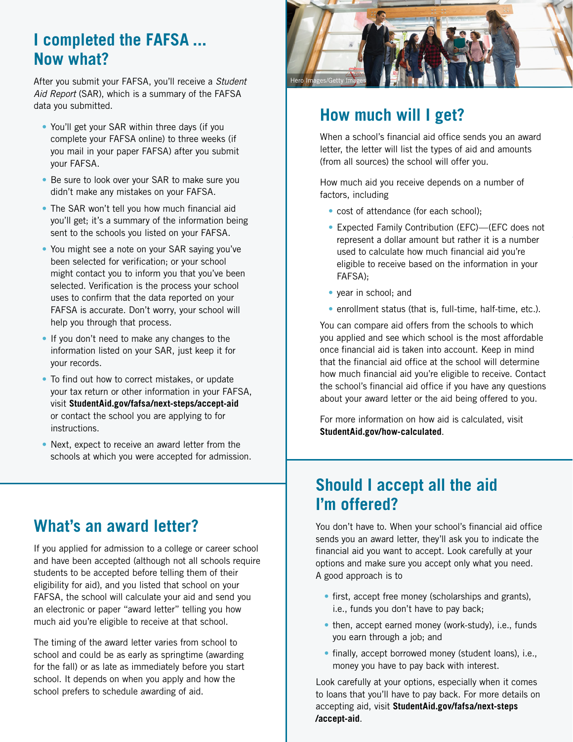## I completed the FAFSA ... Now what?

After you submit your FAFSA, you'll receive a *Student Aid Report* (SAR), which is a summary of the FAFSA data you submitted.

- You'll get your SAR within three days (if you complete your FAFSA online) to three weeks (if you mail in your paper FAFSA) after you submit your FAFSA.
- Be sure to look over your SAR to make sure you didn't make any mistakes on your FAFSA.
- The SAR won't tell you how much financial aid you'll get; it's a summary of the information being sent to the schools you listed on your FAFSA.
- You might see a note on your SAR saying you've been selected for verification; or your school might contact you to inform you that you've been selected. Verification is the process your school uses to confirm that the data reported on your FAFSA is accurate. Don't worry, your school will help you through that process.
- If you don't need to make any changes to the information listed on your SAR, just keep it for your records.
- To find out how to correct mistakes, or update your tax return or other information in your FAFSA, visit **StudentAid.gov/fafsa/next-steps/accept-aid** or contact the school you are applying to for instructions.
- Next, expect to receive an award letter from the schools at which you were accepted for admission.

## What's an award letter?

If you applied for admission to a college or career school and have been accepted (although not all schools require students to be accepted before telling them of their eligibility for aid), and you listed that school on your FAFSA, the school will calculate your aid and send you an electronic or paper "award letter" telling you how much aid you're eligible to receive at that school.

The timing of the award letter varies from school to school and could be as early as springtime (awarding for the fall) or as late as immediately before you start school. It depends on when you apply and how the school prefers to schedule awarding of aid.

Hero Images/Getty Images

## How much will I get?

When a school's financial aid office sends you an award letter, the letter will list the types of aid and amounts (from all sources) the school will offer you.

How much aid you receive depends on a number of factors, including

- cost of attendance (for each school);
- Expected Family Contribution (EFC)—(EFC does not represent a dollar amount but rather it is a number used to calculate how much financial aid you're eligible to receive based on the information in your FAFSA);
- year in school; and
- enrollment status (that is, full-time, half-time, etc.).

You can compare aid offers from the schools to which you applied and see which school is the most affordable once financial aid is taken into account. Keep in mind that the financial aid office at the school will determine how much financial aid you're eligible to receive. Contact the school's financial aid office if you have any questions about your award letter or the aid being offered to you.

For more information on how aid is calculated, visit **StudentAid.gov/how-calculated**.

## Should I accept all the aid I'm offered?

You don't have to. When your school's financial aid office sends you an award letter, they'll ask you to indicate the financial aid you want to accept. Look carefully at your options and make sure you accept only what you need. A good approach is to

- first, accept free money (scholarships and grants), i.e., funds you don't have to pay back;
- then, accept earned money (work-study), i.e., funds you earn through a job; and
- finally, accept borrowed money (student loans), i.e., money you have to pay back with interest.

Look carefully at your options, especially when it comes to loans that you'll have to pay back. For more details on accepting aid, visit **StudentAid.gov/fafsa/next-steps/accept-aid**.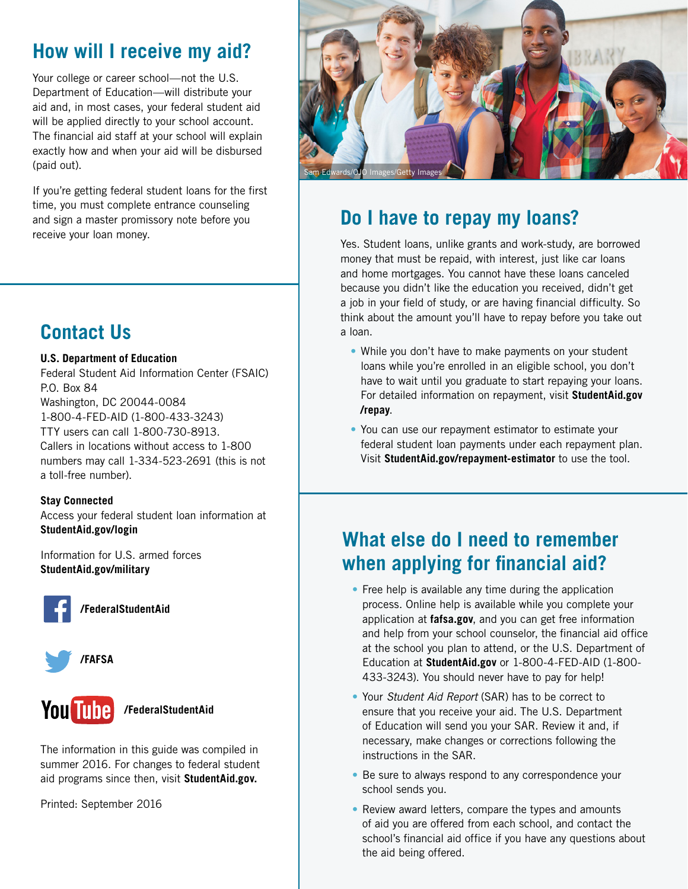## How will I receive my aid?

Your college or career school—not the U.S. Department of Education—will distribute your aid and, in most cases, your federal student aid will be applied directly to your school account. The financial aid staff at your school will explain exactly how and when your aid will be disbursed (paid out).

If you're getting federal student loans for the first time, you must complete entrance counseling and sign a master promissory note before you receive your loan money.

## Contact Us

**U.S. Department of Education**
Federal Student Aid Information Center (FSAIC)
P.O. Box 84
Washington, DC 20044-0084
1-800-4-FED-AID (1-800-433-3243)
TTY users can call 1-800-730-8913.
Callers in locations without access to 1-800 numbers may call 1-334-523-2691 (this is not a toll-free number).

**Stay Connected**
Access your federal student loan information at **StudentAid.gov/login**

Information for U.S. armed forces
**StudentAid.gov/military**

**/FederalStudentAid**

**/FAFSA**

**/FederalStudentAid**

The information in this guide was compiled in summer 2016. For changes to federal student aid programs since then, visit **StudentAid.gov.**

Printed: September 2016

Sam Edwards/OJO Images/Getty Images

## Do I have to repay my loans?

Yes. Student loans, unlike grants and work-study, are borrowed money that must be repaid, with interest, just like car loans and home mortgages. You cannot have these loans canceled because you didn't like the education you received, didn't get a job in your field of study, or are having financial difficulty. So think about the amount you'll have to repay before you take out a loan.

- While you don't have to make payments on your student loans while you're enrolled in an eligible school, you don't have to wait until you graduate to start repaying your loans. For detailed information on repayment, visit **StudentAid.gov/repay**.
- You can use our repayment estimator to estimate your federal student loan payments under each repayment plan. Visit **StudentAid.gov/repayment-estimator** to use the tool.

## What else do I need to remember when applying for financial aid?

- Free help is available any time during the application process. Online help is available while you complete your application at **fafsa.gov**, and you can get free information and help from your school counselor, the financial aid office at the school you plan to attend, or the U.S. Department of Education at **StudentAid.gov** or 1-800-4-FED-AID (1-800-433-3243). You should never have to pay for help!
- Your *Student Aid Report* (SAR) has to be correct to ensure that you receive your aid. The U.S. Department of Education will send you your SAR. Review it and, if necessary, make changes or corrections following the instructions in the SAR.
- Be sure to always respond to any correspondence your school sends you.
- Review award letters, compare the types and amounts of aid you are offered from each school, and contact the school's financial aid office if you have any questions about the aid being offered.